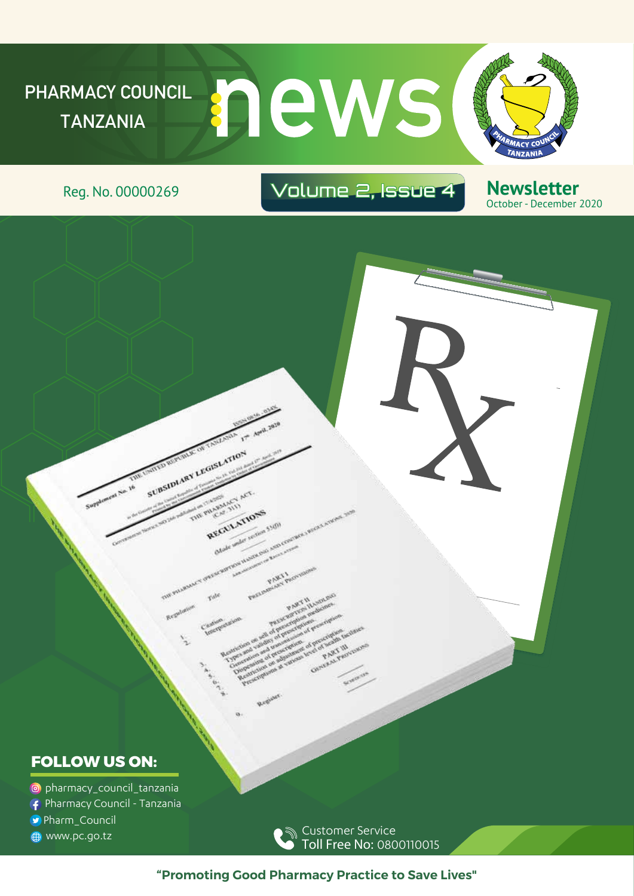# PHARMACY COUNCIL TANZANIA news

Reg. No. 00000269

Volume 2, Issue 4

**Newsletter**
October - December 2020

## FOLLOW US ON:

- pharmacy_council_tanzania
- Pharmacy Council - Tanzania
- Pharm_Council
- www.pc.go.tz

Customer Service
Toll Free No: 0800110015

**"Promoting Good Pharmacy Practice to Save Lives"**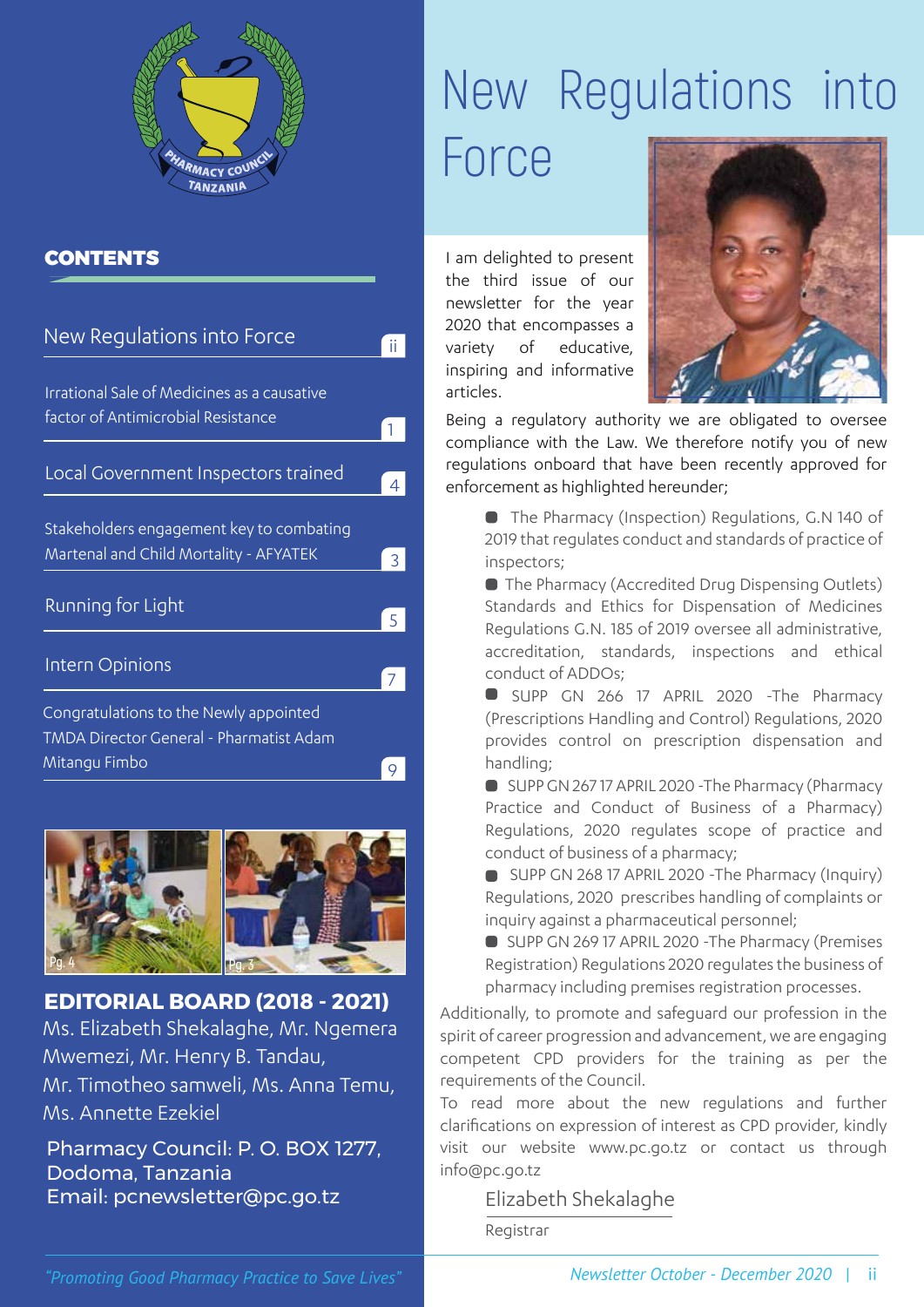## CONTENTS

| | |
|---|---|
| New Regulations into Force | ii |
| Irrational Sale of Medicines as a causative factor of Antimicrobial Resistance | 1 |
| Local Government Inspectors trained | 4 |
| Stakeholders engagement key to combating Martenal and Child Mortality - AFYATEK | 3 |
| Running for Light | 5 |
| Intern Opinions | 7 |
| Congratulations to the Newly appointed TMDA Director General - Pharmatist Adam Mitangu Fimbo | 9 |

Pg. 4 Pg. 3

**EDITORIAL BOARD (2018 - 2021)**

Ms. Elizabeth Shekalaghe, Mr. Ngemera Mwemezi, Mr. Henry B. Tandau, Mr. Timotheo samweli, Ms. Anna Temu, Ms. Annette Ezekiel

Pharmacy Council: P. O. BOX 1277, Dodoma, Tanzania
Email: pcnewsletter@pc.go.tz

# New Regulations into Force

I am delighted to present the third issue of our newsletter for the year 2020 that encompasses a variety of educative, inspiring and informative articles.

Being a regulatory authority we are obligated to oversee compliance with the Law. We therefore notify you of new regulations onboard that have been recently approved for enforcement as highlighted hereunder;

- The Pharmacy (Inspection) Regulations, G.N 140 of 2019 that regulates conduct and standards of practice of inspectors;
- The Pharmacy (Accredited Drug Dispensing Outlets) Standards and Ethics for Dispensation of Medicines Regulations G.N. 185 of 2019 oversee all administrative, accreditation, standards, inspections and ethical conduct of ADDOs;
- SUPP GN 266 17 APRIL 2020 -The Pharmacy (Prescriptions Handling and Control) Regulations, 2020 provides control on prescription dispensation and handling;
- SUPP GN 267 17 APRIL 2020 -The Pharmacy (Pharmacy Practice and Conduct of Business of a Pharmacy) Regulations, 2020 regulates scope of practice and conduct of business of a pharmacy;
- SUPP GN 268 17 APRIL 2020 -The Pharmacy (Inquiry) Regulations, 2020 prescribes handling of complaints or inquiry against a pharmaceutical personnel;
- SUPP GN 269 17 APRIL 2020 -The Pharmacy (Premises Registration) Regulations 2020 regulates the business of pharmacy including premises registration processes.

Additionally, to promote and safeguard our profession in the spirit of career progression and advancement, we are engaging competent CPD providers for the training as per the requirements of the Council.

To read more about the new regulations and further clarifications on expression of interest as CPD provider, kindly visit our website www.pc.go.tz or contact us through info@pc.go.tz

Elizabeth Shekalaghe
Registrar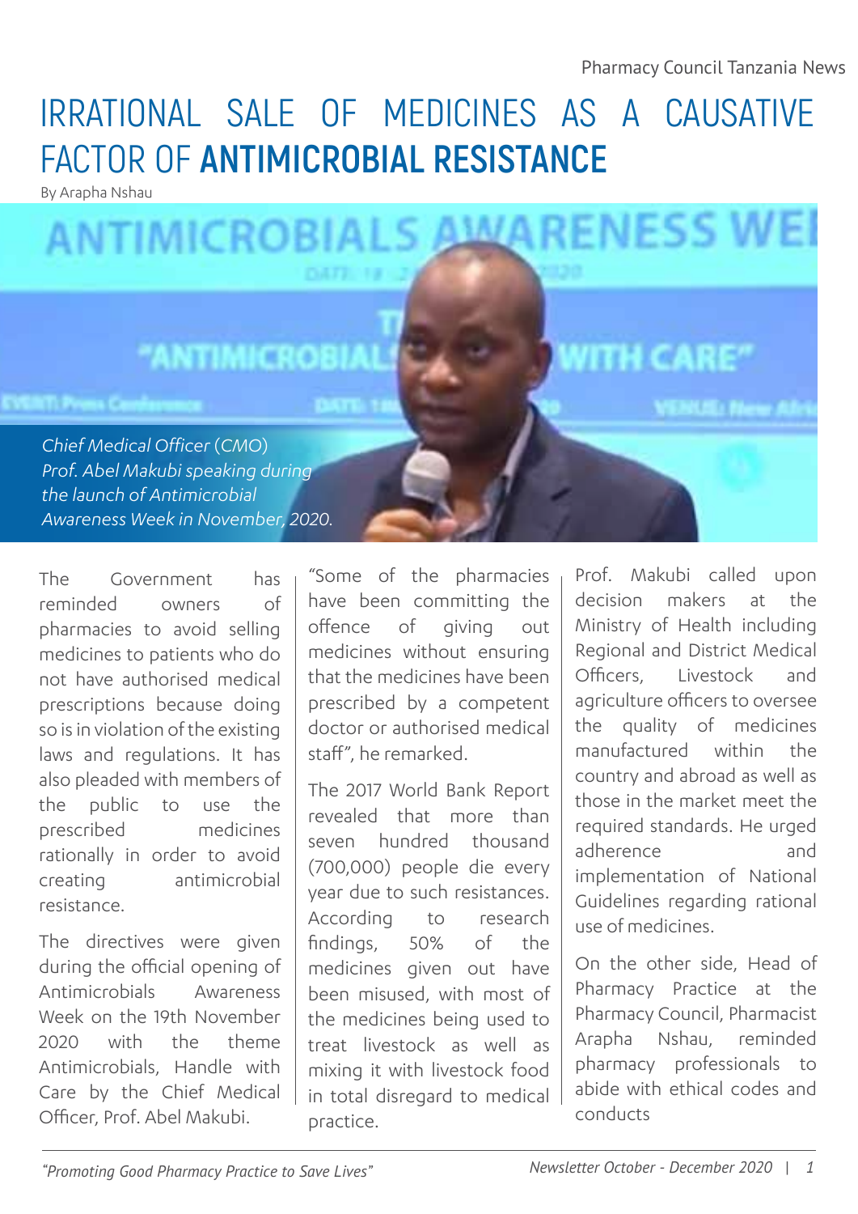# IRRATIONAL SALE OF MEDICINES AS A CAUSATIVE FACTOR OF **ANTIMICROBIAL RESISTANCE**

By Arapha Nshau

*Chief Medical Officer (CMO) Prof. Abel Makubi speaking during the launch of Antimicrobial Awareness Week in November, 2020.*

The Government has reminded owners of pharmacies to avoid selling medicines to patients who do not have authorised medical prescriptions because doing so is in violation of the existing laws and regulations. It has also pleaded with members of the public to use the prescribed medicines rationally in order to avoid creating antimicrobial resistance.

The directives were given during the official opening of Antimicrobials Awareness Week on the 19th November 2020 with the theme Antimicrobials, Handle with Care by the Chief Medical Officer, Prof. Abel Makubi.

"Some of the pharmacies have been committing the offence of giving out medicines without ensuring that the medicines have been prescribed by a competent doctor or authorised medical staff", he remarked.

The 2017 World Bank Report revealed that more than seven hundred thousand (700,000) people die every year due to such resistances. According to research findings, 50% of the medicines given out have been misused, with most of the medicines being used to treat livestock as well as mixing it with livestock food in total disregard to medical practice.

Prof. Makubi called upon decision makers at the Ministry of Health including Regional and District Medical Officers, Livestock and agriculture officers to oversee the quality of medicines manufactured within the country and abroad as well as those in the market meet the required standards. He urged adherence and implementation of National Guidelines regarding rational use of medicines.

On the other side, Head of Pharmacy Practice at the Pharmacy Council, Pharmacist Arapha Nshau, reminded pharmacy professionals to abide with ethical codes and conducts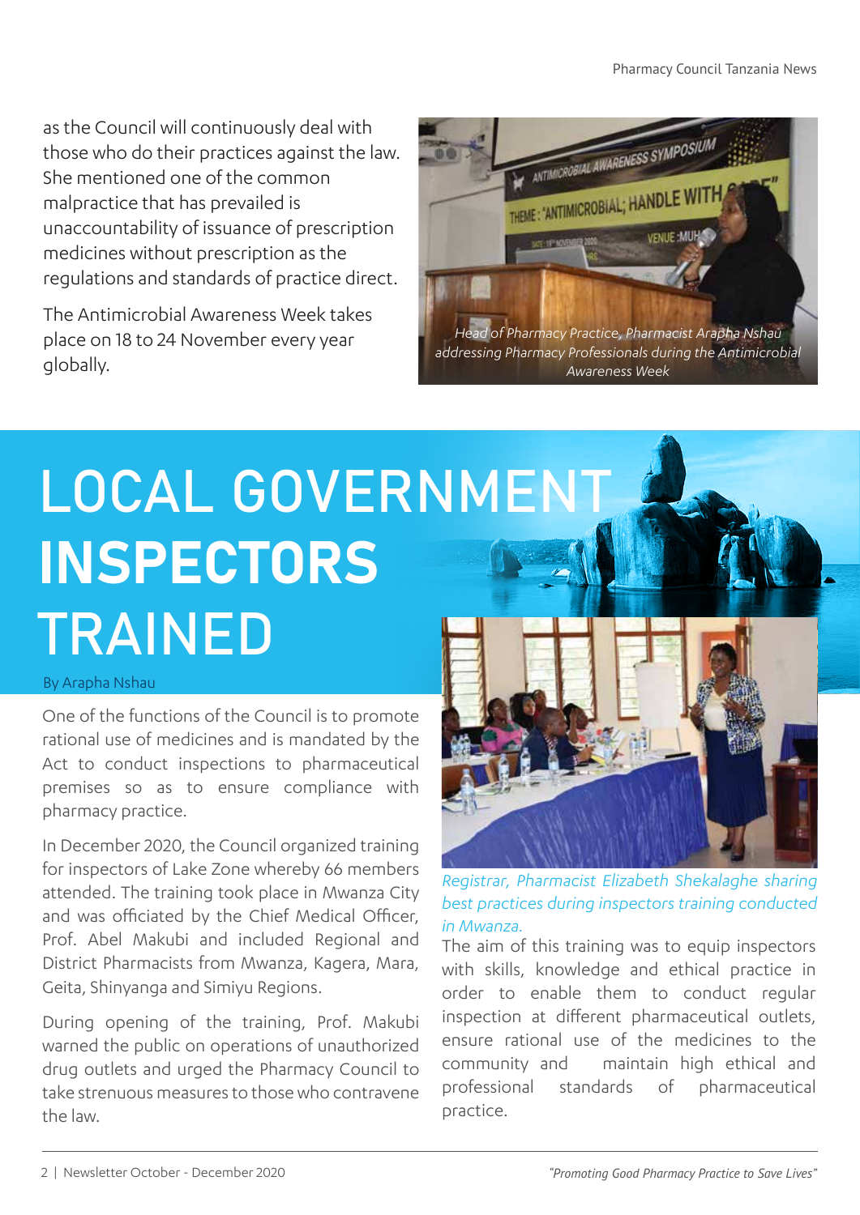as the Council will continuously deal with those who do their practices against the law. She mentioned one of the common malpractice that has prevailed is unaccountability of issuance of prescription medicines without prescription as the regulations and standards of practice direct.

The Antimicrobial Awareness Week takes place on 18 to 24 November every year globally.

*Head of Pharmacy Practice, Pharmacist Arapha Nshau addressing Pharmacy Professionals during the Antimicrobial Awareness Week*

# LOCAL GOVERNMENT **INSPECTORS** TRAINED

By Arapha Nshau

One of the functions of the Council is to promote rational use of medicines and is mandated by the Act to conduct inspections to pharmaceutical premises so as to ensure compliance with pharmacy practice.

In December 2020, the Council organized training for inspectors of Lake Zone whereby 66 members attended. The training took place in Mwanza City and was officiated by the Chief Medical Officer, Prof. Abel Makubi and included Regional and District Pharmacists from Mwanza, Kagera, Mara, Geita, Shinyanga and Simiyu Regions.

During opening of the training, Prof. Makubi warned the public on operations of unauthorized drug outlets and urged the Pharmacy Council to take strenuous measures to those who contravene the law.

*Registrar, Pharmacist Elizabeth Shekalaghe sharing best practices during inspectors training conducted in Mwanza.*

The aim of this training was to equip inspectors with skills, knowledge and ethical practice in order to enable them to conduct regular inspection at different pharmaceutical outlets, ensure rational use of the medicines to the community and maintain high ethical and professional standards of pharmaceutical practice.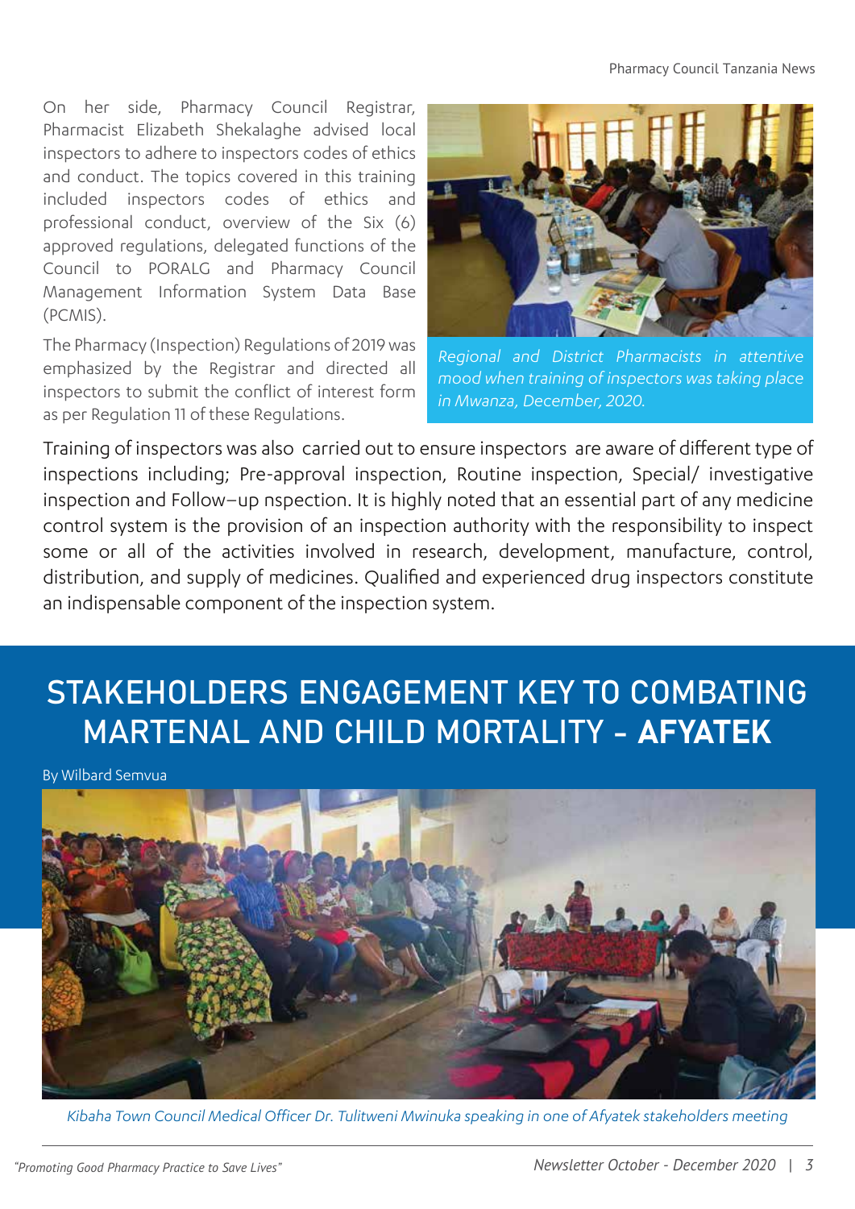On her side, Pharmacy Council Registrar, Pharmacist Elizabeth Shekalaghe advised local inspectors to adhere to inspectors codes of ethics and conduct. The topics covered in this training included inspectors codes of ethics and professional conduct, overview of the Six (6) approved regulations, delegated functions of the Council to PORALG and Pharmacy Council Management Information System Data Base (PCMIS).

The Pharmacy (Inspection) Regulations of 2019 was emphasized by the Registrar and directed all inspectors to submit the conflict of interest form as per Regulation 11 of these Regulations.

*Regional and District Pharmacists in attentive mood when training of inspectors was taking place in Mwanza, December, 2020.*

Training of inspectors was also carried out to ensure inspectors are aware of different type of inspections including; Pre-approval inspection, Routine inspection, Special/ investigative inspection and Follow–up nspection. It is highly noted that an essential part of any medicine control system is the provision of an inspection authority with the responsibility to inspect some or all of the activities involved in research, development, manufacture, control, distribution, and supply of medicines. Qualified and experienced drug inspectors constitute an indispensable component of the inspection system.

# STAKEHOLDERS ENGAGEMENT KEY TO COMBATING MARTENAL AND CHILD MORTALITY - **AFYATEK**

By Wilbard Semvua

*Kibaha Town Council Medical Officer Dr. Tulitweni Mwinuka speaking in one of Afyatek stakeholders meeting*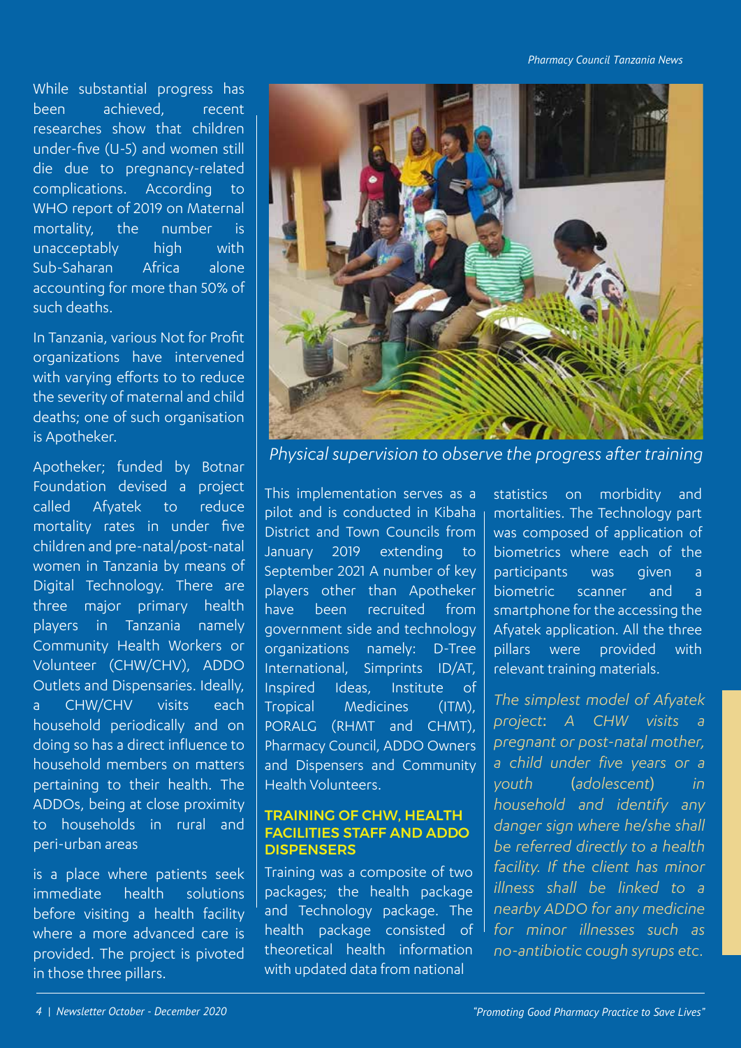While substantial progress has been achieved, recent researches show that children under-five (U-5) and women still die due to pregnancy-related complications. According to WHO report of 2019 on Maternal mortality, the number is unacceptably high with Sub-Saharan Africa alone accounting for more than 50% of such deaths.

In Tanzania, various Not for Profit organizations have intervened with varying efforts to to reduce the severity of maternal and child deaths; one of such organisation is Apotheker.

Apotheker; funded by Botnar Foundation devised a project called Afyatek to reduce mortality rates in under five children and pre-natal/post-natal women in Tanzania by means of Digital Technology. There are three major primary health players in Tanzania namely Community Health Workers or Volunteer (CHW/CHV), ADDO Outlets and Dispensaries. Ideally, a CHW/CHV visits each household periodically and on doing so has a direct influence to household members on matters pertaining to their health. The ADDOs, being at close proximity to households in rural and peri-urban areas

is a place where patients seek immediate health solutions before visiting a health facility where a more advanced care is provided. The project is pivoted in those three pillars.

*Physical supervision to observe the progress after training*

This implementation serves as a pilot and is conducted in Kibaha District and Town Councils from January 2019 extending to September 2021 A number of key players other than Apotheker have been recruited from government side and technology organizations namely: D-Tree International, Simprints ID/AT, Inspired Ideas, Institute of Tropical Medicines (ITM), PORALG (RHMT and CHMT), Pharmacy Council, ADDO Owners and Dispensers and Community Health Volunteers.

## TRAINING OF CHW, HEALTH FACILITIES STAFF AND ADDO DISPENSERS

Training was a composite of two packages; the health package and Technology package. The health package consisted of theoretical health information with updated data from national statistics on morbidity and mortalities. The Technology part was composed of application of biometrics where each of the participants was given a biometric scanner and a smartphone for the accessing the Afyatek application. All the three pillars were provided with relevant training materials.

*The simplest model of Afyatek project: A CHW visits a pregnant or post-natal mother, a child under five years or a youth (adolescent) in household and identify any danger sign where he/she shall be referred directly to a health facility. If the client has minor illness shall be linked to a nearby ADDO for any medicine for minor illnesses such as no-antibiotic cough syrups etc.*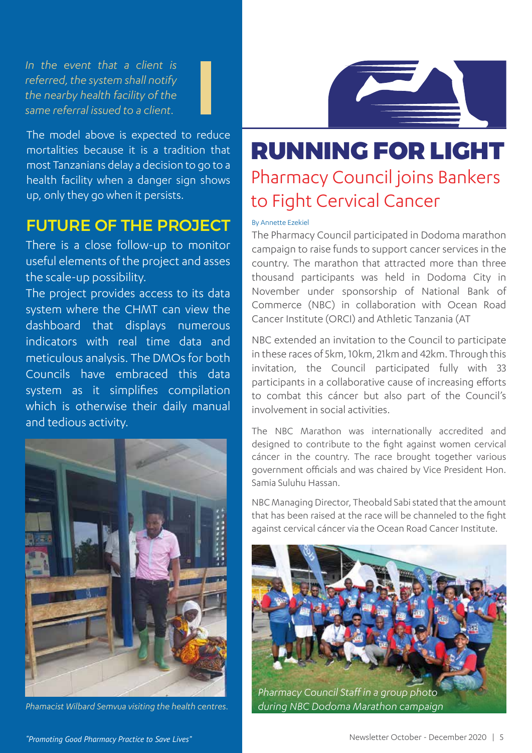*In the event that a client is referred, the system shall notify the nearby health facility of the same referral issued to a client.*

The model above is expected to reduce mortalities because it is a tradition that most Tanzanians delay a decision to go to a health facility when a danger sign shows up, only they go when it persists.

## FUTURE OF THE PROJECT

There is a close follow-up to monitor useful elements of the project and asses the scale-up possibility.

The project provides access to its data system where the CHMT can view the dashboard that displays numerous indicators with real time data and meticulous analysis. The DMOs for both Councils have embraced this data system as it simplifies compilation which is otherwise their daily manual and tedious activity.

*Phamacist Wilbard Semvua visiting the health centres.*

# RUNNING FOR LIGHT

## Pharmacy Council joins Bankers to Fight Cervical Cancer

By Annette Ezekiel

The Pharmacy Council participated in Dodoma marathon campaign to raise funds to support cancer services in the country. The marathon that attracted more than three thousand participants was held in Dodoma City in November under sponsorship of National Bank of Commerce (NBC) in collaboration with Ocean Road Cancer Institute (ORCI) and Athletic Tanzania (AT

NBC extended an invitation to the Council to participate in these races of 5km, 10km, 21km and 42km. Through this invitation, the Council participated fully with 33 participants in a collaborative cause of increasing efforts to combat this cáncer but also part of the Council's involvement in social activities.

The NBC Marathon was internationally accredited and designed to contribute to the fight against women cervical cáncer in the country. The race brought together various government officials and was chaired by Vice President Hon. Samia Suluhu Hassan.

NBC Managing Director, Theobald Sabi stated that the amount that has been raised at the race will be channeled to the fight against cervical cáncer via the Ocean Road Cancer Institute.

*Pharmacy Council Staff in a group photo during NBC Dodoma Marathon campaign*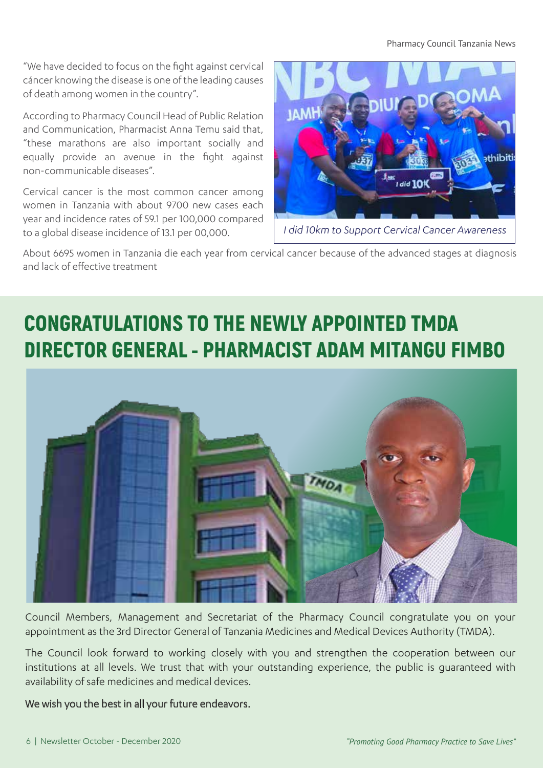"We have decided to focus on the fight against cervical cáncer knowing the disease is one of the leading causes of death among women in the country".

According to Pharmacy Council Head of Public Relation and Communication, Pharmacist Anna Temu said that, "these marathons are also important socially and equally provide an avenue in the fight against non-communicable diseases".

Cervical cancer is the most common cancer among women in Tanzania with about 9700 new cases each year and incidence rates of 59.1 per 100,000 compared to a global disease incidence of 13.1 per 00,000.

*I did 10km to Support Cervical Cancer Awareness*

About 6695 women in Tanzania die each year from cervical cancer because of the advanced stages at diagnosis and lack of effective treatment

# CONGRATULATIONS TO THE NEWLY APPOINTED TMDA DIRECTOR GENERAL - PHARMACIST ADAM MITANGU FIMBO

Council Members, Management and Secretariat of the Pharmacy Council congratulate you on your appointment as the 3rd Director General of Tanzania Medicines and Medical Devices Authority (TMDA).

The Council look forward to working closely with you and strengthen the cooperation between our institutions at all levels. We trust that with your outstanding experience, the public is guaranteed with availability of safe medicines and medical devices.

We wish you the best in all your future endeavors.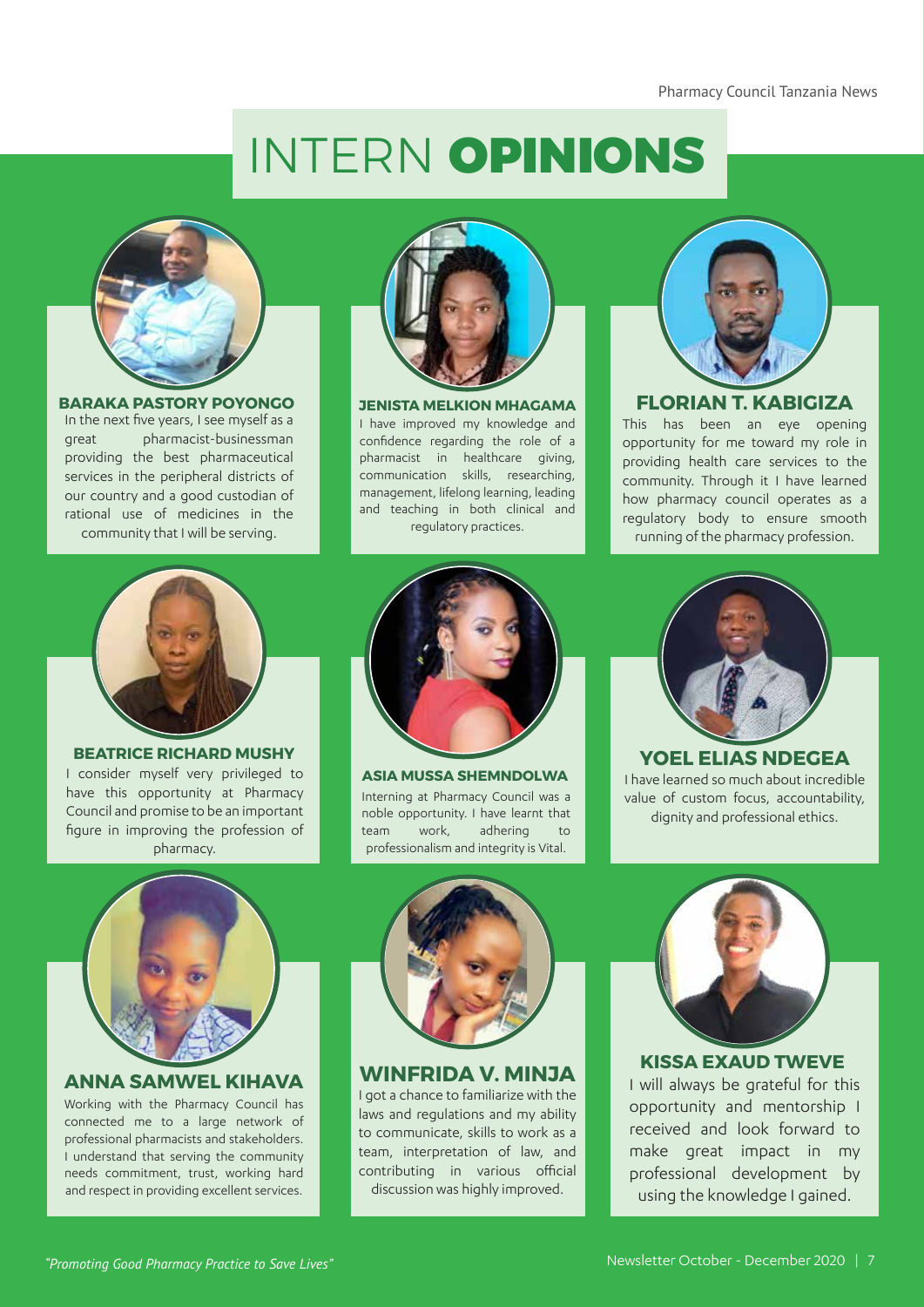# INTERN OPINIONS

### BARAKA PASTORY POYONGO

In the next five years, I see myself as a great pharmacist-businessman providing the best pharmaceutical services in the peripheral districts of our country and a good custodian of rational use of medicines in the community that I will be serving.

### JENISTA MELKION MHAGAMA

I have improved my knowledge and confidence regarding the role of a pharmacist in healthcare giving, communication skills, researching, management, lifelong learning, leading and teaching in both clinical and regulatory practices.

### FLORIAN T. KABIGIZA

This has been an eye opening opportunity for me toward my role in providing health care services to the community. Through it I have learned how pharmacy council operates as a regulatory body to ensure smooth running of the pharmacy profession.

### BEATRICE RICHARD MUSHY

I consider myself very privileged to have this opportunity at Pharmacy Council and promise to be an important figure in improving the profession of pharmacy.

### ASIA MUSSA SHEMNDOLWA

Interning at Pharmacy Council was a noble opportunity. I have learnt that team work, adhering to professionalism and integrity is Vital.

### YOEL ELIAS NDEGEA

I have learned so much about incredible value of custom focus, accountability, dignity and professional ethics.

### ANNA SAMWEL KIHAVA

Working with the Pharmacy Council has connected me to a large network of professional pharmacists and stakeholders. I understand that serving the community needs commitment, trust, working hard and respect in providing excellent services.

### WINFRIDA V. MINJA

I got a chance to familiarize with the laws and regulations and my ability to communicate, skills to work as a team, interpretation of law, and contributing in various official discussion was highly improved.

### KISSA EXAUD TWEVE

I will always be grateful for this opportunity and mentorship I received and look forward to make great impact in my professional development by using the knowledge I gained.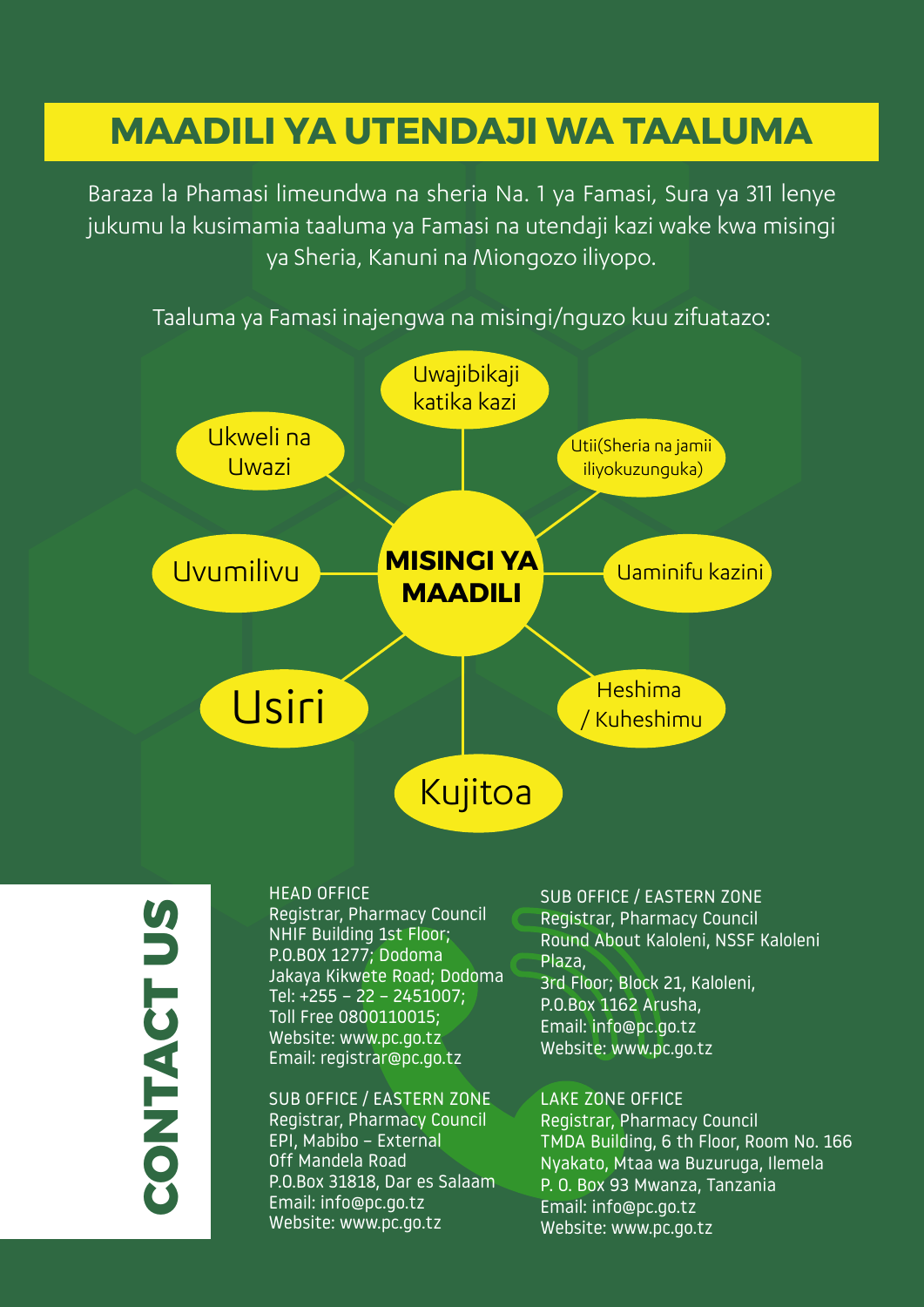# MAADILI YA UTENDAJI WA TAALUMA

Baraza la Phamasi limeundwa na sheria Na. 1 ya Famasi, Sura ya 311 lenye jukumu la kusimamia taaluma ya Famasi na utendaji kazi wake kwa misingi ya Sheria, Kanuni na Miongozo iliyopo.

Taaluma ya Famasi inajengwa na misingi/nguzo kuu zifuatazo:

**MISINGI YA MAADILI**

- Uwajibikaji katika kazi
- Utii(Sheria na jamii iliyokuzunguka)
- Uaminifu kazini
- Heshima / Kuheshimu
- Kujitoa
- Usiri
- Uvumilivu
- Ukweli na Uwazi

## CONTACT US

HEAD OFFICE
Registrar, Pharmacy Council
NHIF Building 1st Floor;
P.O.BOX 1277; Dodoma
Jakaya Kikwete Road; Dodoma
Tel: +255 – 22 – 2451007;
Toll Free 0800110015;
Website: www.pc.go.tz
Email: registrar@pc.go.tz

SUB OFFICE / EASTERN ZONE
Registrar, Pharmacy Council
EPI, Mabibo – External
Off Mandela Road
P.O.Box 31818, Dar es Salaam
Email: info@pc.go.tz
Website: www.pc.go.tz

SUB OFFICE / EASTERN ZONE
Registrar, Pharmacy Council
Round About Kaloleni, NSSF Kaloleni Plaza,
3rd Floor; Block 21, Kaloleni,
P.O.Box 1162 Arusha,
Email: info@pc.go.tz
Website: www.pc.go.tz

LAKE ZONE OFFICE
Registrar, Pharmacy Council
TMDA Building, 6 th Floor, Room No. 166
Nyakato, Mtaa wa Buzuruga, Ilemela
P. O. Box 93 Mwanza, Tanzania
Email: info@pc.go.tz
Website: www.pc.go.tz